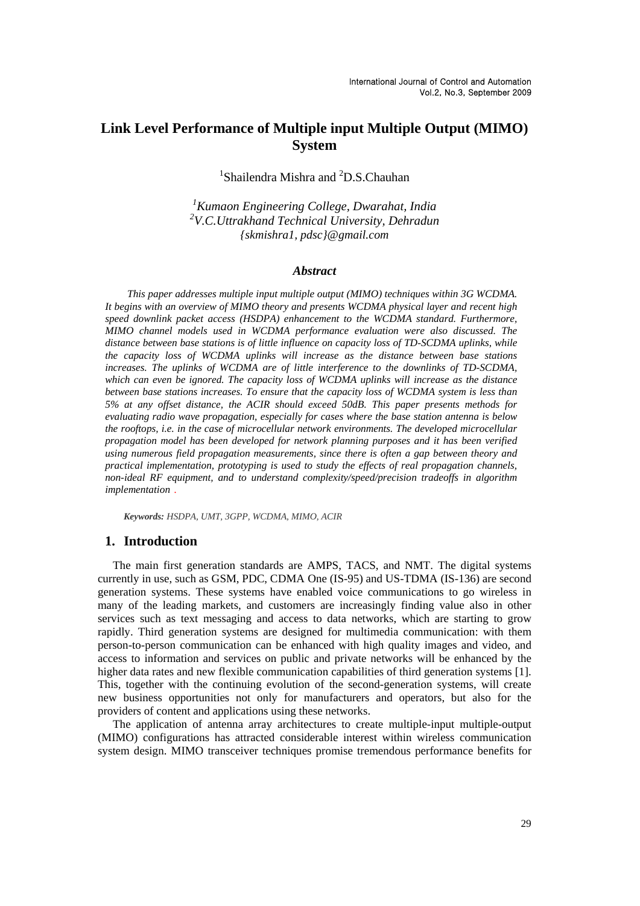# Link Level Performance of Multiple input Multiple Output (MIMO) System

[1]Shailendra Mishra and [2]D.S.Chauhan

*[1]Kumaon Engineering College, Dwarahat, India*
*[2]V.C.Uttrakhand Technical University, Dehradun*
*{skmishra1, pdsc}@gmail.com*

### *Abstract*

*This paper addresses multiple input multiple output (MIMO) techniques within 3G WCDMA. It begins with an overview of MIMO theory and presents WCDMA physical layer and recent high speed downlink packet access (HSDPA) enhancement to the WCDMA standard. Furthermore, MIMO channel models used in WCDMA performance evaluation were also discussed. The distance between base stations is of little influence on capacity loss of TD-SCDMA uplinks, while the capacity loss of WCDMA uplinks will increase as the distance between base stations increases. The uplinks of WCDMA are of little interference to the downlinks of TD-SCDMA, which can even be ignored. The capacity loss of WCDMA uplinks will increase as the distance between base stations increases. To ensure that the capacity loss of WCDMA system is less than 5% at any offset distance, the ACIR should exceed 50dB. This paper presents methods for evaluating radio wave propagation, especially for cases where the base station antenna is below the rooftops, i.e. in the case of microcellular network environments. The developed microcellular propagation model has been developed for network planning purposes and it has been verified using numerous field propagation measurements, since there is often a gap between theory and practical implementation, prototyping is used to study the effects of real propagation channels, non-ideal RF equipment, and to understand complexity/speed/precision tradeoffs in algorithm implementation .*

***Keywords:*** *HSDPA, UMT, 3GPP, WCDMA, MIMO, ACIR*

## 1. Introduction

The main first generation standards are AMPS, TACS, and NMT. The digital systems currently in use, such as GSM, PDC, CDMA One (IS-95) and US-TDMA (IS-136) are second generation systems. These systems have enabled voice communications to go wireless in many of the leading markets, and customers are increasingly finding value also in other services such as text messaging and access to data networks, which are starting to grow rapidly. Third generation systems are designed for multimedia communication: with them person-to-person communication can be enhanced with high quality images and video, and access to information and services on public and private networks will be enhanced by the higher data rates and new flexible communication capabilities of third generation systems [1]. This, together with the continuing evolution of the second-generation systems, will create new business opportunities not only for manufacturers and operators, but also for the providers of content and applications using these networks.

The application of antenna array architectures to create multiple-input multiple-output (MIMO) configurations has attracted considerable interest within wireless communication system design. MIMO transceiver techniques promise tremendous performance benefits for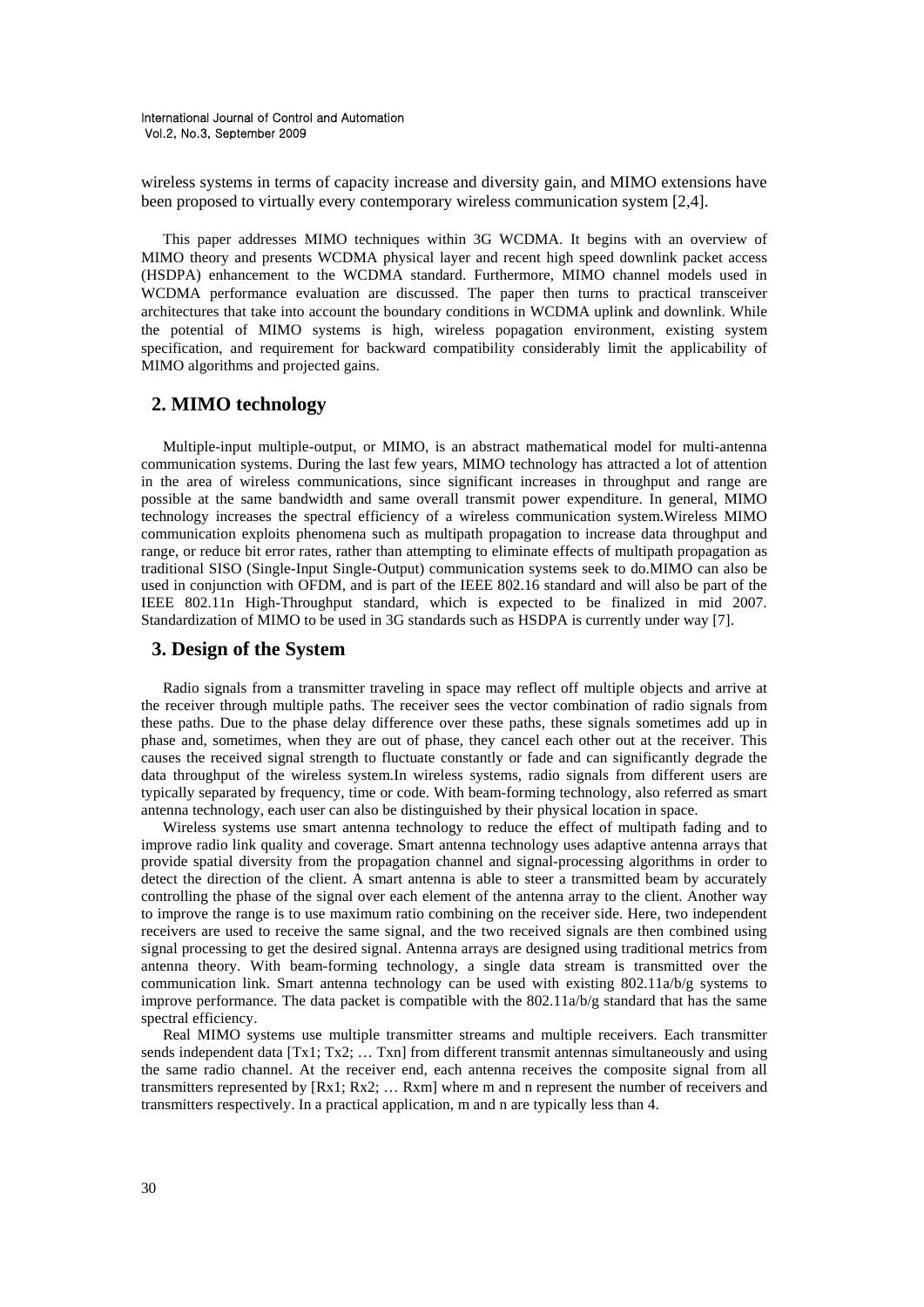wireless systems in terms of capacity increase and diversity gain, and MIMO extensions have been proposed to virtually every contemporary wireless communication system [2,4].

This paper addresses MIMO techniques within 3G WCDMA. It begins with an overview of MIMO theory and presents WCDMA physical layer and recent high speed downlink packet access (HSDPA) enhancement to the WCDMA standard. Furthermore, MIMO channel models used in WCDMA performance evaluation are discussed. The paper then turns to practical transceiver architectures that take into account the boundary conditions in WCDMA uplink and downlink. While the potential of MIMO systems is high, wireless popagation environment, existing system specification, and requirement for backward compatibility considerably limit the applicability of MIMO algorithms and projected gains.

## 2. MIMO technology

Multiple-input multiple-output, or MIMO, is an abstract mathematical model for multi-antenna communication systems. During the last few years, MIMO technology has attracted a lot of attention in the area of wireless communications, since significant increases in throughput and range are possible at the same bandwidth and same overall transmit power expenditure. In general, MIMO technology increases the spectral efficiency of a wireless communication system.Wireless MIMO communication exploits phenomena such as multipath propagation to increase data throughput and range, or reduce bit error rates, rather than attempting to eliminate effects of multipath propagation as traditional SISO (Single-Input Single-Output) communication systems seek to do.MIMO can also be used in conjunction with OFDM, and is part of the IEEE 802.16 standard and will also be part of the IEEE 802.11n High-Throughput standard, which is expected to be finalized in mid 2007. Standardization of MIMO to be used in 3G standards such as HSDPA is currently under way [7].

## 3. Design of the System

Radio signals from a transmitter traveling in space may reflect off multiple objects and arrive at the receiver through multiple paths. The receiver sees the vector combination of radio signals from these paths. Due to the phase delay difference over these paths, these signals sometimes add up in phase and, sometimes, when they are out of phase, they cancel each other out at the receiver. This causes the received signal strength to fluctuate constantly or fade and can significantly degrade the data throughput of the wireless system.In wireless systems, radio signals from different users are typically separated by frequency, time or code. With beam-forming technology, also referred as smart antenna technology, each user can also be distinguished by their physical location in space.

Wireless systems use smart antenna technology to reduce the effect of multipath fading and to improve radio link quality and coverage. Smart antenna technology uses adaptive antenna arrays that provide spatial diversity from the propagation channel and signal-processing algorithms in order to detect the direction of the client. A smart antenna is able to steer a transmitted beam by accurately controlling the phase of the signal over each element of the antenna array to the client. Another way to improve the range is to use maximum ratio combining on the receiver side. Here, two independent receivers are used to receive the same signal, and the two received signals are then combined using signal processing to get the desired signal. Antenna arrays are designed using traditional metrics from antenna theory. With beam-forming technology, a single data stream is transmitted over the communication link. Smart antenna technology can be used with existing 802.11a/b/g systems to improve performance. The data packet is compatible with the 802.11a/b/g standard that has the same spectral efficiency.

Real MIMO systems use multiple transmitter streams and multiple receivers. Each transmitter sends independent data [Tx1; Tx2; … Txn] from different transmit antennas simultaneously and using the same radio channel. At the receiver end, each antenna receives the composite signal from all transmitters represented by [Rx1; Rx2; … Rxm] where m and n represent the number of receivers and transmitters respectively. In a practical application, m and n are typically less than 4.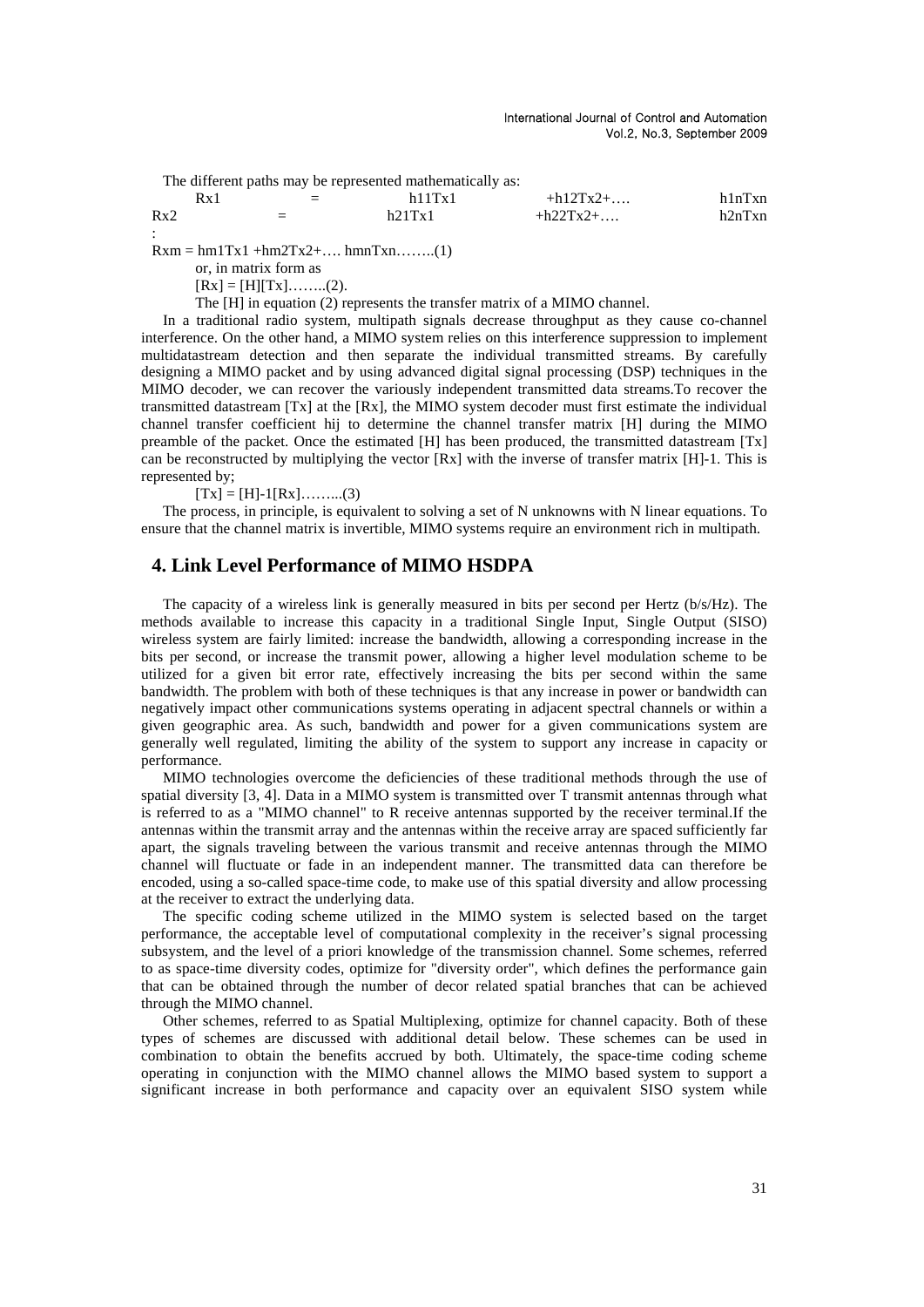The different paths may be represented mathematically as:

$$Rx_1 = h_{11}Tx_1 + h_{12}Tx_2 + \ldots \; h_{1n}Tx_n$$

$$Rx_2 = h_{21}Tx_1 + h_{22}Tx_2 + \ldots \; h_{2n}Tx_n$$

$$\vdots$$

$$Rx_m = h_{m1}Tx_1 + h_{m2}Tx_2 + \ldots \; h_{mn}Tx_n \ldots\ldots(1)$$

or, in matrix form as

$$[Rx] = [H][Tx] \ldots\ldots(2).$$

The [H] in equation (2) represents the transfer matrix of a MIMO channel.

In a traditional radio system, multipath signals decrease throughput as they cause co-channel interference. On the other hand, a MIMO system relies on this interference suppression to implement multidatastream detection and then separate the individual transmitted streams. By carefully designing a MIMO packet and by using advanced digital signal processing (DSP) techniques in the MIMO decoder, we can recover the variously independent transmitted data streams.To recover the transmitted datastream [Tx] at the [Rx], the MIMO system decoder must first estimate the individual channel transfer coefficient $h_{ij}$ to determine the channel transfer matrix [H] during the MIMO preamble of the packet. Once the estimated [H] has been produced, the transmitted datastream [Tx] can be reconstructed by multiplying the vector [Rx] with the inverse of transfer matrix $[H]^{-1}$. This is represented by;

$$[Tx] = [H]^{-1}[Rx] \ldots\ldots(3)$$

The process, in principle, is equivalent to solving a set of N unknowns with N linear equations. To ensure that the channel matrix is invertible, MIMO systems require an environment rich in multipath.

## 4. Link Level Performance of MIMO HSDPA

The capacity of a wireless link is generally measured in bits per second per Hertz (b/s/Hz). The methods available to increase this capacity in a traditional Single Input, Single Output (SISO) wireless system are fairly limited: increase the bandwidth, allowing a corresponding increase in the bits per second, or increase the transmit power, allowing a higher level modulation scheme to be utilized for a given bit error rate, effectively increasing the bits per second within the same bandwidth. The problem with both of these techniques is that any increase in power or bandwidth can negatively impact other communications systems operating in adjacent spectral channels or within a given geographic area. As such, bandwidth and power for a given communications system are generally well regulated, limiting the ability of the system to support any increase in capacity or performance.

MIMO technologies overcome the deficiencies of these traditional methods through the use of spatial diversity [3, 4]. Data in a MIMO system is transmitted over T transmit antennas through what is referred to as a "MIMO channel" to R receive antennas supported by the receiver terminal.If the antennas within the transmit array and the antennas within the receive array are spaced sufficiently far apart, the signals traveling between the various transmit and receive antennas through the MIMO channel will fluctuate or fade in an independent manner. The transmitted data can therefore be encoded, using a so-called space-time code, to make use of this spatial diversity and allow processing at the receiver to extract the underlying data.

The specific coding scheme utilized in the MIMO system is selected based on the target performance, the acceptable level of computational complexity in the receiver's signal processing subsystem, and the level of a priori knowledge of the transmission channel. Some schemes, referred to as space-time diversity codes, optimize for "diversity order", which defines the performance gain that can be obtained through the number of decor related spatial branches that can be achieved through the MIMO channel.

Other schemes, referred to as Spatial Multiplexing, optimize for channel capacity. Both of these types of schemes are discussed with additional detail below. These schemes can be used in combination to obtain the benefits accrued by both. Ultimately, the space-time coding scheme operating in conjunction with the MIMO channel allows the MIMO based system to support a significant increase in both performance and capacity over an equivalent SISO system while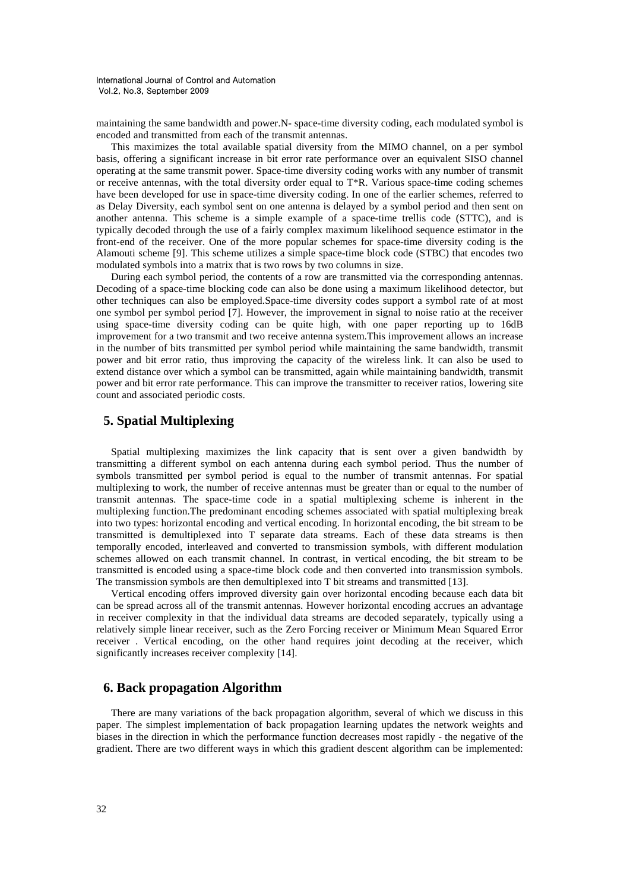maintaining the same bandwidth and power.N- space-time diversity coding, each modulated symbol is encoded and transmitted from each of the transmit antennas.

This maximizes the total available spatial diversity from the MIMO channel, on a per symbol basis, offering a significant increase in bit error rate performance over an equivalent SISO channel operating at the same transmit power. Space-time diversity coding works with any number of transmit or receive antennas, with the total diversity order equal to T*R. Various space-time coding schemes have been developed for use in space-time diversity coding. In one of the earlier schemes, referred to as Delay Diversity, each symbol sent on one antenna is delayed by a symbol period and then sent on another antenna. This scheme is a simple example of a space-time trellis code (STTC), and is typically decoded through the use of a fairly complex maximum likelihood sequence estimator in the front-end of the receiver. One of the more popular schemes for space-time diversity coding is the Alamouti scheme [9]. This scheme utilizes a simple space-time block code (STBC) that encodes two modulated symbols into a matrix that is two rows by two columns in size.

During each symbol period, the contents of a row are transmitted via the corresponding antennas. Decoding of a space-time blocking code can also be done using a maximum likelihood detector, but other techniques can also be employed.Space-time diversity codes support a symbol rate of at most one symbol per symbol period [7]. However, the improvement in signal to noise ratio at the receiver using space-time diversity coding can be quite high, with one paper reporting up to 16dB improvement for a two transmit and two receive antenna system.This improvement allows an increase in the number of bits transmitted per symbol period while maintaining the same bandwidth, transmit power and bit error ratio, thus improving the capacity of the wireless link. It can also be used to extend distance over which a symbol can be transmitted, again while maintaining bandwidth, transmit power and bit error rate performance. This can improve the transmitter to receiver ratios, lowering site count and associated periodic costs.

## 5. Spatial Multiplexing

Spatial multiplexing maximizes the link capacity that is sent over a given bandwidth by transmitting a different symbol on each antenna during each symbol period. Thus the number of symbols transmitted per symbol period is equal to the number of transmit antennas. For spatial multiplexing to work, the number of receive antennas must be greater than or equal to the number of transmit antennas. The space-time code in a spatial multiplexing scheme is inherent in the multiplexing function.The predominant encoding schemes associated with spatial multiplexing break into two types: horizontal encoding and vertical encoding. In horizontal encoding, the bit stream to be transmitted is demultiplexed into T separate data streams. Each of these data streams is then temporally encoded, interleaved and converted to transmission symbols, with different modulation schemes allowed on each transmit channel. In contrast, in vertical encoding, the bit stream to be transmitted is encoded using a space-time block code and then converted into transmission symbols. The transmission symbols are then demultiplexed into T bit streams and transmitted [13].

Vertical encoding offers improved diversity gain over horizontal encoding because each data bit can be spread across all of the transmit antennas. However horizontal encoding accrues an advantage in receiver complexity in that the individual data streams are decoded separately, typically using a relatively simple linear receiver, such as the Zero Forcing receiver or Minimum Mean Squared Error receiver . Vertical encoding, on the other hand requires joint decoding at the receiver, which significantly increases receiver complexity [14].

## 6. Back propagation Algorithm

There are many variations of the back propagation algorithm, several of which we discuss in this paper. The simplest implementation of back propagation learning updates the network weights and biases in the direction in which the performance function decreases most rapidly - the negative of the gradient. There are two different ways in which this gradient descent algorithm can be implemented: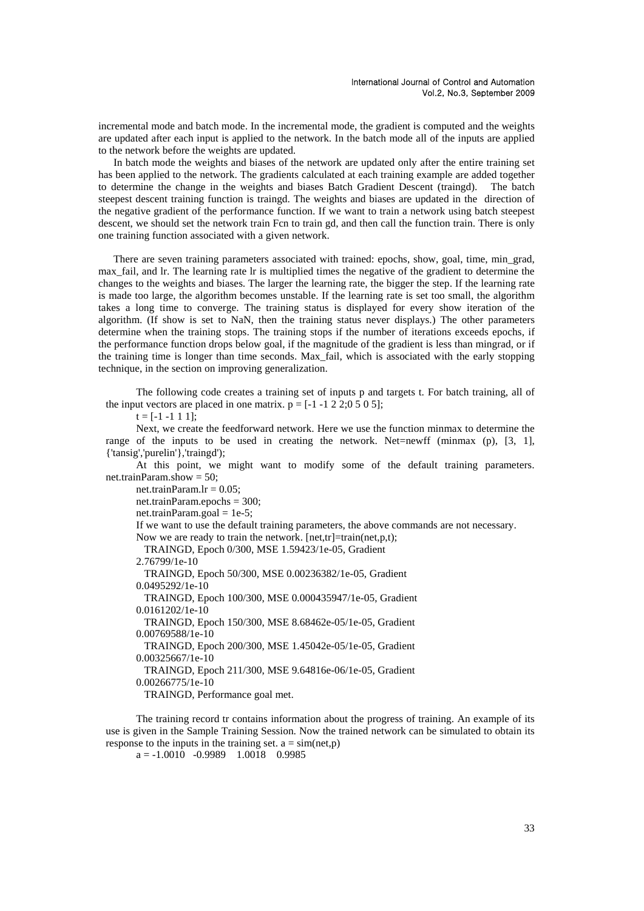incremental mode and batch mode. In the incremental mode, the gradient is computed and the weights are updated after each input is applied to the network. In the batch mode all of the inputs are applied to the network before the weights are updated.

In batch mode the weights and biases of the network are updated only after the entire training set has been applied to the network. The gradients calculated at each training example are added together to determine the change in the weights and biases Batch Gradient Descent (traingd). The batch steepest descent training function is traingd. The weights and biases are updated in the direction of the negative gradient of the performance function. If we want to train a network using batch steepest descent, we should set the network train Fcn to train gd, and then call the function train. There is only one training function associated with a given network.

There are seven training parameters associated with trained: epochs, show, goal, time, min_grad, max_fail, and lr. The learning rate lr is multiplied times the negative of the gradient to determine the changes to the weights and biases. The larger the learning rate, the bigger the step. If the learning rate is made too large, the algorithm becomes unstable. If the learning rate is set too small, the algorithm takes a long time to converge. The training status is displayed for every show iteration of the algorithm. (If show is set to NaN, then the training status never displays.) The other parameters determine when the training stops. The training stops if the number of iterations exceeds epochs, if the performance function drops below goal, if the magnitude of the gradient is less than mingrad, or if the training time is longer than time seconds. Max_fail, which is associated with the early stopping technique, in the section on improving generalization.

The following code creates a training set of inputs p and targets t. For batch training, all of the input vectors are placed in one matrix. p = [-1 -1 2 2;0 5 0 5];

t = [-1 -1 1 1];

Next, we create the feedforward network. Here we use the function minmax to determine the range of the inputs to be used in creating the network. Net=newff (minmax (p), [3, 1], {'tansig','purelin'},'traingd');

At this point, we might want to modify some of the default training parameters. net.trainParam.show = 50;

net.trainParam.lr = 0.05;

net.trainParam.epochs = 300;

net.trainParam.goal = 1e-5;

If we want to use the default training parameters, the above commands are not necessary.

Now we are ready to train the network. [net,tr]=train(net,p,t);

```
TRAINGD, Epoch 0/300, MSE 1.59423/1e-05, Gradient
2.76799/1e-10
TRAINGD, Epoch 50/300, MSE 0.00236382/1e-05, Gradient
0.0495292/1e-10
TRAINGD, Epoch 100/300, MSE 0.000435947/1e-05, Gradient
0.0161202/1e-10
TRAINGD, Epoch 150/300, MSE 8.68462e-05/1e-05, Gradient
0.00769588/1e-10
TRAINGD, Epoch 200/300, MSE 1.45042e-05/1e-05, Gradient
0.00325667/1e-10
TRAINGD, Epoch 211/300, MSE 9.64816e-06/1e-05, Gradient
0.00266775/1e-10
TRAINGD, Performance goal met.
```

The training record tr contains information about the progress of training. An example of its use is given in the Sample Training Session. Now the trained network can be simulated to obtain its response to the inputs in the training set. a = sim(net,p)

a = -1.0010 -0.9989 1.0018 0.9985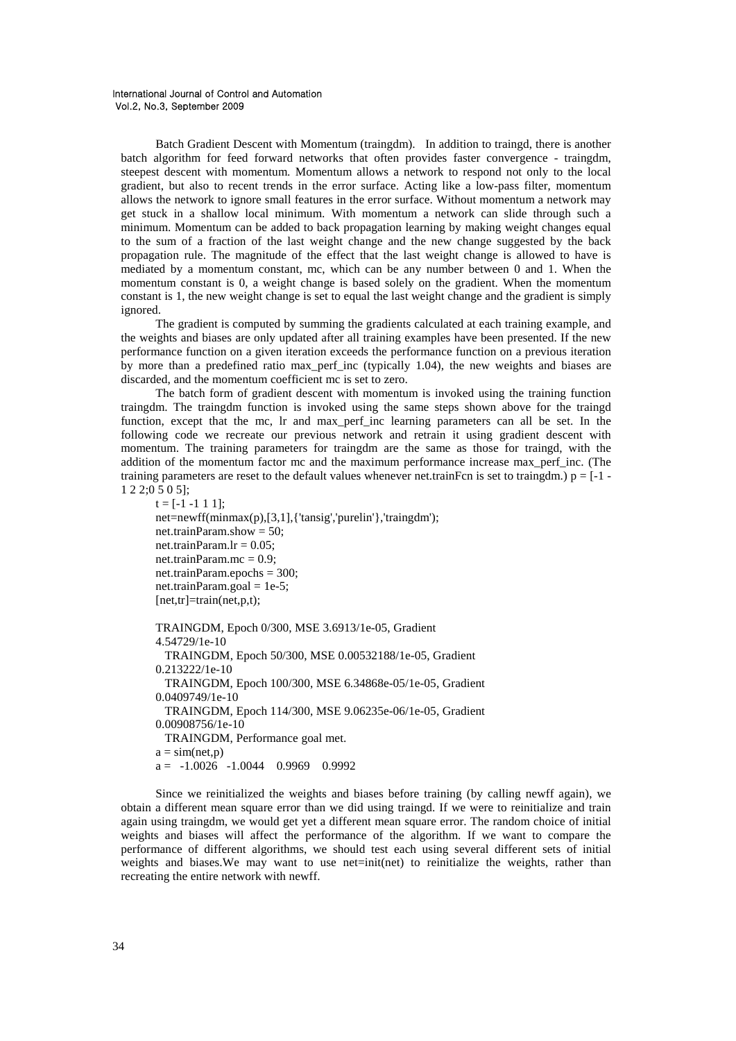Batch Gradient Descent with Momentum (traingdm). In addition to traingd, there is another batch algorithm for feed forward networks that often provides faster convergence - traingdm, steepest descent with momentum. Momentum allows a network to respond not only to the local gradient, but also to recent trends in the error surface. Acting like a low-pass filter, momentum allows the network to ignore small features in the error surface. Without momentum a network may get stuck in a shallow local minimum. With momentum a network can slide through such a minimum. Momentum can be added to back propagation learning by making weight changes equal to the sum of a fraction of the last weight change and the new change suggested by the back propagation rule. The magnitude of the effect that the last weight change is allowed to have is mediated by a momentum constant, mc, which can be any number between 0 and 1. When the momentum constant is 0, a weight change is based solely on the gradient. When the momentum constant is 1, the new weight change is set to equal the last weight change and the gradient is simply ignored.

The gradient is computed by summing the gradients calculated at each training example, and the weights and biases are only updated after all training examples have been presented. If the new performance function on a given iteration exceeds the performance function on a previous iteration by more than a predefined ratio max_perf_inc (typically 1.04), the new weights and biases are discarded, and the momentum coefficient mc is set to zero.

The batch form of gradient descent with momentum is invoked using the training function traingdm. The traingdm function is invoked using the same steps shown above for the traingd function, except that the mc, lr and max_perf_inc learning parameters can all be set. In the following code we recreate our previous network and retrain it using gradient descent with momentum. The training parameters for traingdm are the same as those for traingd, with the addition of the momentum factor mc and the maximum performance increase max_perf_inc. (The training parameters are reset to the default values whenever net.trainFcn is set to traingdm.) p = [-1 -1 2 2;0 5 0 5];

```
t = [-1 -1 1 1];
net=newff(minmax(p),[3,1],{'tansig','purelin'},'traingdm');
net.trainParam.show = 50;
net.trainParam.lr = 0.05;
net.trainParam.mc = 0.9;
net.trainParam.epochs = 300;
net.trainParam.goal = 1e-5;
[net,tr]=train(net,p,t);

TRAINGDM, Epoch 0/300, MSE 3.6913/1e-05, Gradient
4.54729/1e-10
  TRAINGDM, Epoch 50/300, MSE 0.00532188/1e-05, Gradient
0.213222/1e-10
  TRAINGDM, Epoch 100/300, MSE 6.34868e-05/1e-05, Gradient
0.0409749/1e-10
  TRAINGDM, Epoch 114/300, MSE 9.06235e-06/1e-05, Gradient
0.00908756/1e-10
  TRAINGDM, Performance goal met.
a = sim(net,p)
a =  -1.0026   -1.0044    0.9969    0.9992
```

Since we reinitialized the weights and biases before training (by calling newff again), we obtain a different mean square error than we did using traingd. If we were to reinitialize and train again using traingdm, we would get yet a different mean square error. The random choice of initial weights and biases will affect the performance of the algorithm. If we want to compare the performance of different algorithms, we should test each using several different sets of initial weights and biases.We may want to use net=init(net) to reinitialize the weights, rather than recreating the entire network with newff.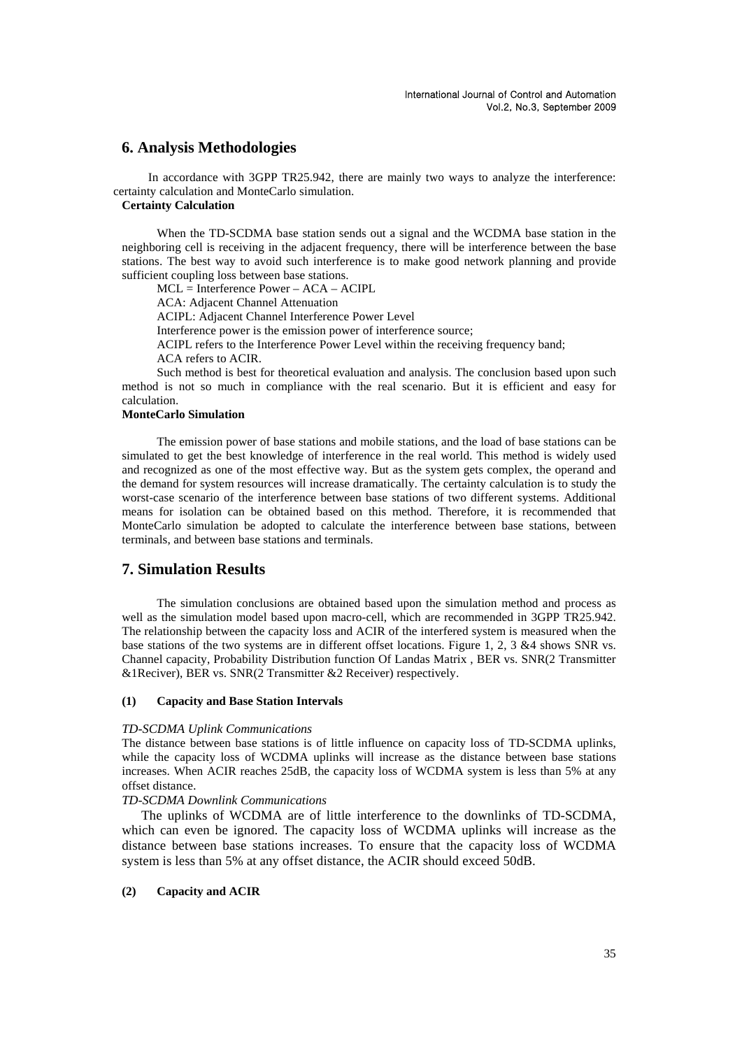## 6. Analysis Methodologies

In accordance with 3GPP TR25.942, there are mainly two ways to analyze the interference: certainty calculation and MonteCarlo simulation.

**Certainty Calculation**

When the TD-SCDMA base station sends out a signal and the WCDMA base station in the neighboring cell is receiving in the adjacent frequency, there will be interference between the base stations. The best way to avoid such interference is to make good network planning and provide sufficient coupling loss between base stations.

MCL = Interference Power – ACA – ACIPL

ACA: Adjacent Channel Attenuation

ACIPL: Adjacent Channel Interference Power Level

Interference power is the emission power of interference source;

ACIPL refers to the Interference Power Level within the receiving frequency band;

ACA refers to ACIR.

Such method is best for theoretical evaluation and analysis. The conclusion based upon such method is not so much in compliance with the real scenario. But it is efficient and easy for calculation.

**MonteCarlo Simulation**

The emission power of base stations and mobile stations, and the load of base stations can be simulated to get the best knowledge of interference in the real world. This method is widely used and recognized as one of the most effective way. But as the system gets complex, the operand and the demand for system resources will increase dramatically. The certainty calculation is to study the worst-case scenario of the interference between base stations of two different systems. Additional means for isolation can be obtained based on this method. Therefore, it is recommended that MonteCarlo simulation be adopted to calculate the interference between base stations, between terminals, and between base stations and terminals.

## 7. Simulation Results

The simulation conclusions are obtained based upon the simulation method and process as well as the simulation model based upon macro-cell, which are recommended in 3GPP TR25.942. The relationship between the capacity loss and ACIR of the interfered system is measured when the base stations of the two systems are in different offset locations. Figure 1, 2, 3 &4 shows SNR vs. Channel capacity, Probability Distribution function Of Landas Matrix , BER vs. SNR(2 Transmitter &1Reciver), BER vs. SNR(2 Transmitter &2 Receiver) respectively.

**(1) Capacity and Base Station Intervals**

*TD-SCDMA Uplink Communications*

The distance between base stations is of little influence on capacity loss of TD-SCDMA uplinks, while the capacity loss of WCDMA uplinks will increase as the distance between base stations increases. When ACIR reaches 25dB, the capacity loss of WCDMA system is less than 5% at any offset distance.

*TD-SCDMA Downlink Communications*

The uplinks of WCDMA are of little interference to the downlinks of TD-SCDMA, which can even be ignored. The capacity loss of WCDMA uplinks will increase as the distance between base stations increases. To ensure that the capacity loss of WCDMA system is less than 5% at any offset distance, the ACIR should exceed 50dB.

**(2) Capacity and ACIR**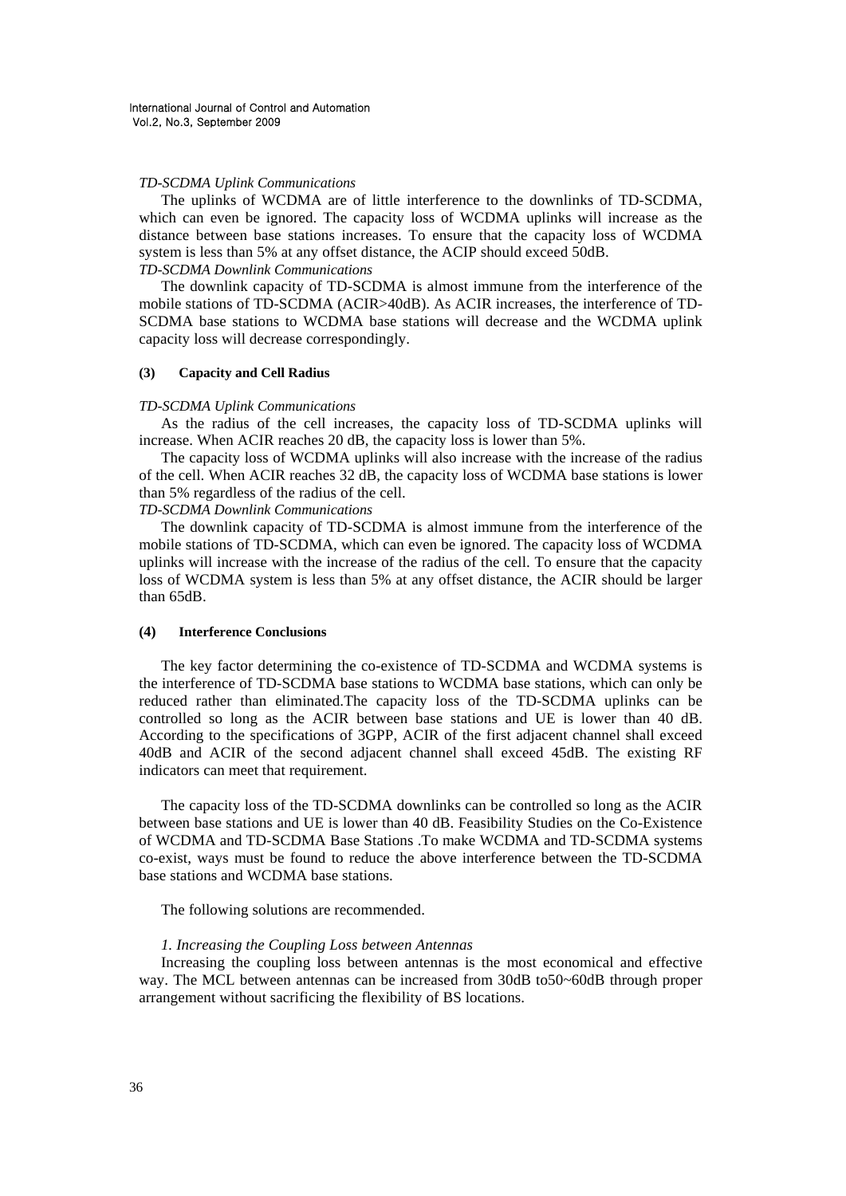*TD-SCDMA Uplink Communications*

The uplinks of WCDMA are of little interference to the downlinks of TD-SCDMA, which can even be ignored. The capacity loss of WCDMA uplinks will increase as the distance between base stations increases. To ensure that the capacity loss of WCDMA system is less than 5% at any offset distance, the ACIP should exceed 50dB.

*TD-SCDMA Downlink Communications*

The downlink capacity of TD-SCDMA is almost immune from the interference of the mobile stations of TD-SCDMA (ACIR>40dB). As ACIR increases, the interference of TD-SCDMA base stations to WCDMA base stations will decrease and the WCDMA uplink capacity loss will decrease correspondingly.

#### (3) Capacity and Cell Radius

*TD-SCDMA Uplink Communications*

As the radius of the cell increases, the capacity loss of TD-SCDMA uplinks will increase. When ACIR reaches 20 dB, the capacity loss is lower than 5%.

The capacity loss of WCDMA uplinks will also increase with the increase of the radius of the cell. When ACIR reaches 32 dB, the capacity loss of WCDMA base stations is lower than 5% regardless of the radius of the cell.

*TD-SCDMA Downlink Communications*

The downlink capacity of TD-SCDMA is almost immune from the interference of the mobile stations of TD-SCDMA, which can even be ignored. The capacity loss of WCDMA uplinks will increase with the increase of the radius of the cell. To ensure that the capacity loss of WCDMA system is less than 5% at any offset distance, the ACIR should be larger than 65dB.

#### (4) Interference Conclusions

The key factor determining the co-existence of TD-SCDMA and WCDMA systems is the interference of TD-SCDMA base stations to WCDMA base stations, which can only be reduced rather than eliminated.The capacity loss of the TD-SCDMA uplinks can be controlled so long as the ACIR between base stations and UE is lower than 40 dB. According to the specifications of 3GPP, ACIR of the first adjacent channel shall exceed 40dB and ACIR of the second adjacent channel shall exceed 45dB. The existing RF indicators can meet that requirement.

The capacity loss of the TD-SCDMA downlinks can be controlled so long as the ACIR between base stations and UE is lower than 40 dB. Feasibility Studies on the Co-Existence of WCDMA and TD-SCDMA Base Stations .To make WCDMA and TD-SCDMA systems co-exist, ways must be found to reduce the above interference between the TD-SCDMA base stations and WCDMA base stations.

The following solutions are recommended.

*1. Increasing the Coupling Loss between Antennas*

Increasing the coupling loss between antennas is the most economical and effective way. The MCL between antennas can be increased from 30dB to50~60dB through proper arrangement without sacrificing the flexibility of BS locations.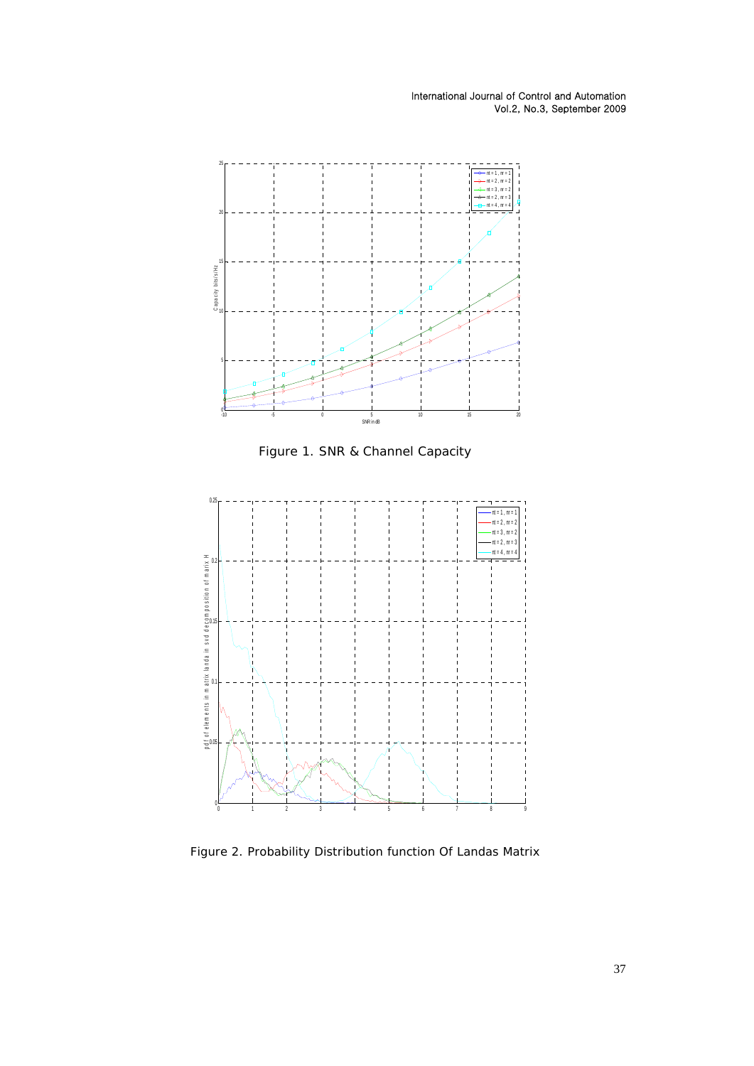Figure 1. SNR & Channel Capacity

Figure 2. Probability Distribution function Of Landas Matrix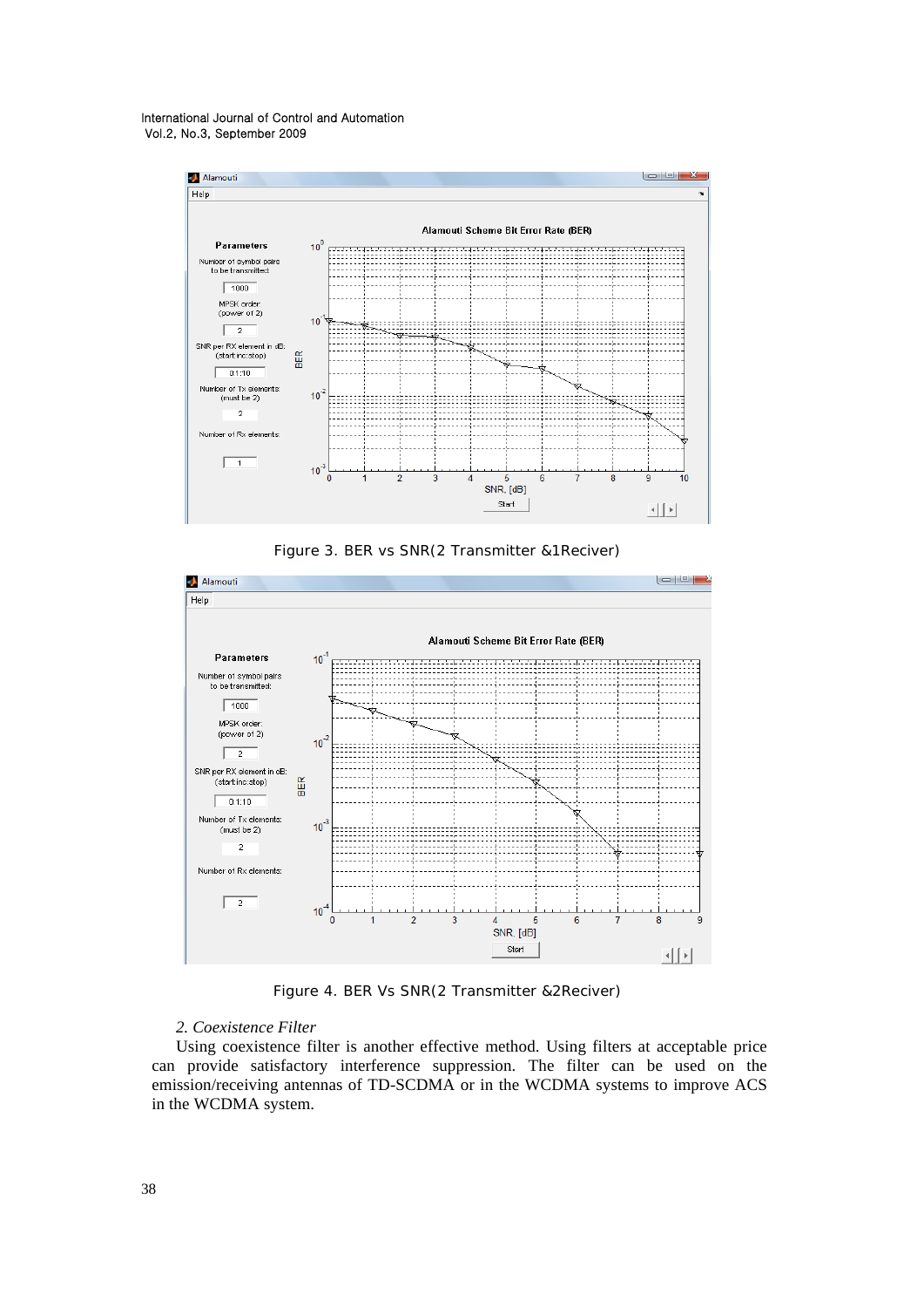Figure 3. BER vs SNR(2 Transmitter &1Reciver)

Figure 4. BER Vs SNR(2 Transmitter &2Reciver)

*2. Coexistence Filter*

Using coexistence filter is another effective method. Using filters at acceptable price can provide satisfactory interference suppression. The filter can be used on the emission/receiving antennas of TD-SCDMA or in the WCDMA systems to improve ACS in the WCDMA system.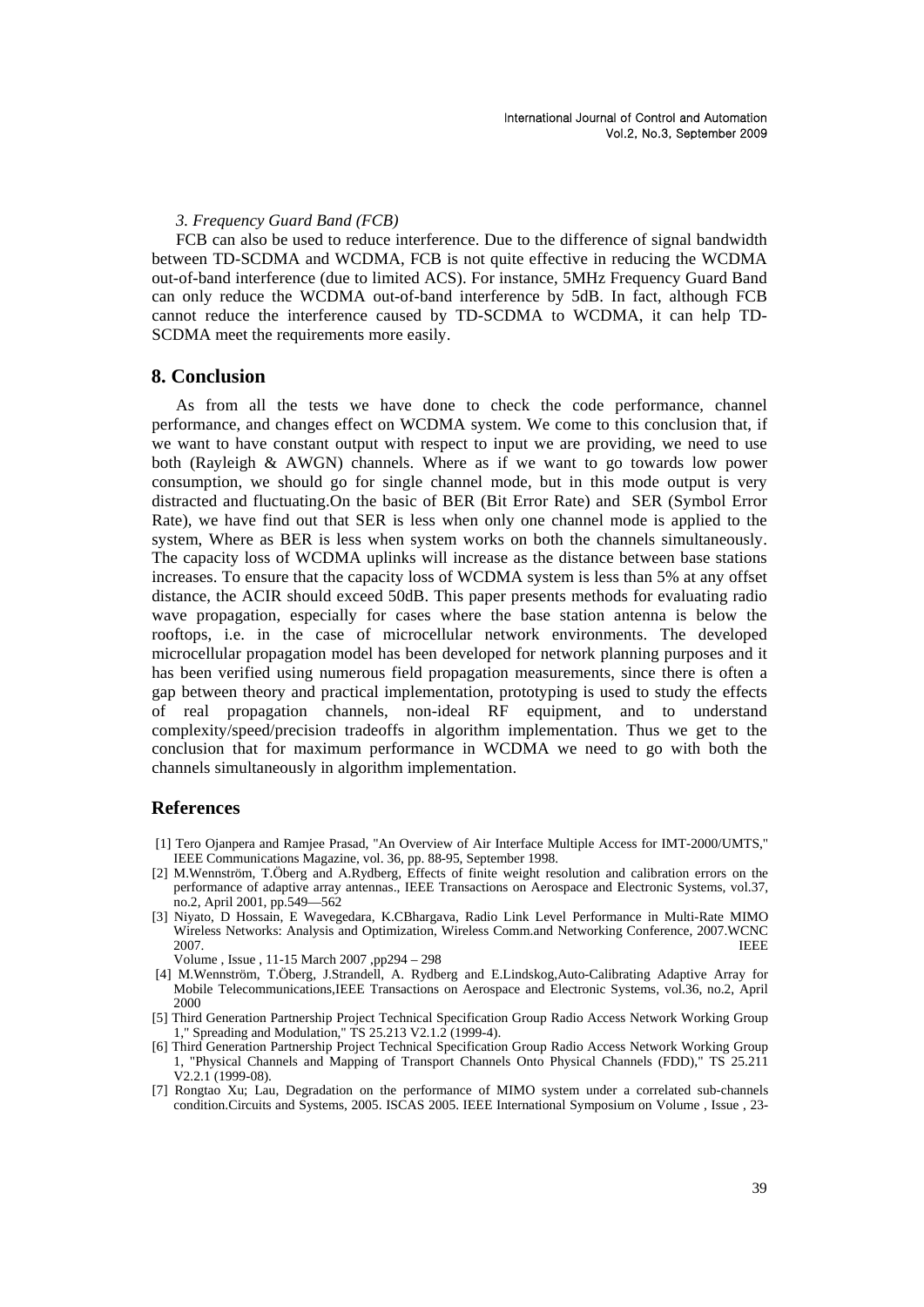*3. Frequency Guard Band (FCB)*

FCB can also be used to reduce interference. Due to the difference of signal bandwidth between TD-SCDMA and WCDMA, FCB is not quite effective in reducing the WCDMA out-of-band interference (due to limited ACS). For instance, 5MHz Frequency Guard Band can only reduce the WCDMA out-of-band interference by 5dB. In fact, although FCB cannot reduce the interference caused by TD-SCDMA to WCDMA, it can help TD-SCDMA meet the requirements more easily.

## 8. Conclusion

As from all the tests we have done to check the code performance, channel performance, and changes effect on WCDMA system. We come to this conclusion that, if we want to have constant output with respect to input we are providing, we need to use both (Rayleigh & AWGN) channels. Where as if we want to go towards low power consumption, we should go for single channel mode, but in this mode output is very distracted and fluctuating.On the basic of BER (Bit Error Rate) and SER (Symbol Error Rate), we have find out that SER is less when only one channel mode is applied to the system, Where as BER is less when system works on both the channels simultaneously. The capacity loss of WCDMA uplinks will increase as the distance between base stations increases. To ensure that the capacity loss of WCDMA system is less than 5% at any offset distance, the ACIR should exceed 50dB. This paper presents methods for evaluating radio wave propagation, especially for cases where the base station antenna is below the rooftops, i.e. in the case of microcellular network environments. The developed microcellular propagation model has been developed for network planning purposes and it has been verified using numerous field propagation measurements, since there is often a gap between theory and practical implementation, prototyping is used to study the effects of real propagation channels, non-ideal RF equipment, and to understand complexity/speed/precision tradeoffs in algorithm implementation. Thus we get to the conclusion that for maximum performance in WCDMA we need to go with both the channels simultaneously in algorithm implementation.

## References

[1] Tero Ojanpera and Ramjee Prasad, "An Overview of Air Interface Multiple Access for IMT-2000/UMTS," IEEE Communications Magazine, vol. 36, pp. 88-95, September 1998.

[2] M.Wennström, T.Öberg and A.Rydberg, Effects of finite weight resolution and calibration errors on the performance of adaptive array antennas., IEEE Transactions on Aerospace and Electronic Systems, vol.37, no.2, April 2001, pp.549—562

[3] Niyato, D Hossain, E Wavegedara, K.CBhargava, Radio Link Level Performance in Multi-Rate MIMO Wireless Networks: Analysis and Optimization, Wireless Comm.and Networking Conference, 2007.WCNC 2007. IEEE Volume , Issue , 11-15 March 2007 ,pp294 – 298

[4] M.Wennström, T.Öberg, J.Strandell, A. Rydberg and E.Lindskog,Auto-Calibrating Adaptive Array for Mobile Telecommunications,IEEE Transactions on Aerospace and Electronic Systems, vol.36, no.2, April 2000

[5] Third Generation Partnership Project Technical Specification Group Radio Access Network Working Group 1," Spreading and Modulation," TS 25.213 V2.1.2 (1999-4).

[6] Third Generation Partnership Project Technical Specification Group Radio Access Network Working Group 1, "Physical Channels and Mapping of Transport Channels Onto Physical Channels (FDD)," TS 25.211 V2.2.1 (1999-08).

[7] Rongtao Xu; Lau, Degradation on the performance of MIMO system under a correlated sub-channels condition.Circuits and Systems, 2005. ISCAS 2005. IEEE International Symposium on Volume , Issue , 23-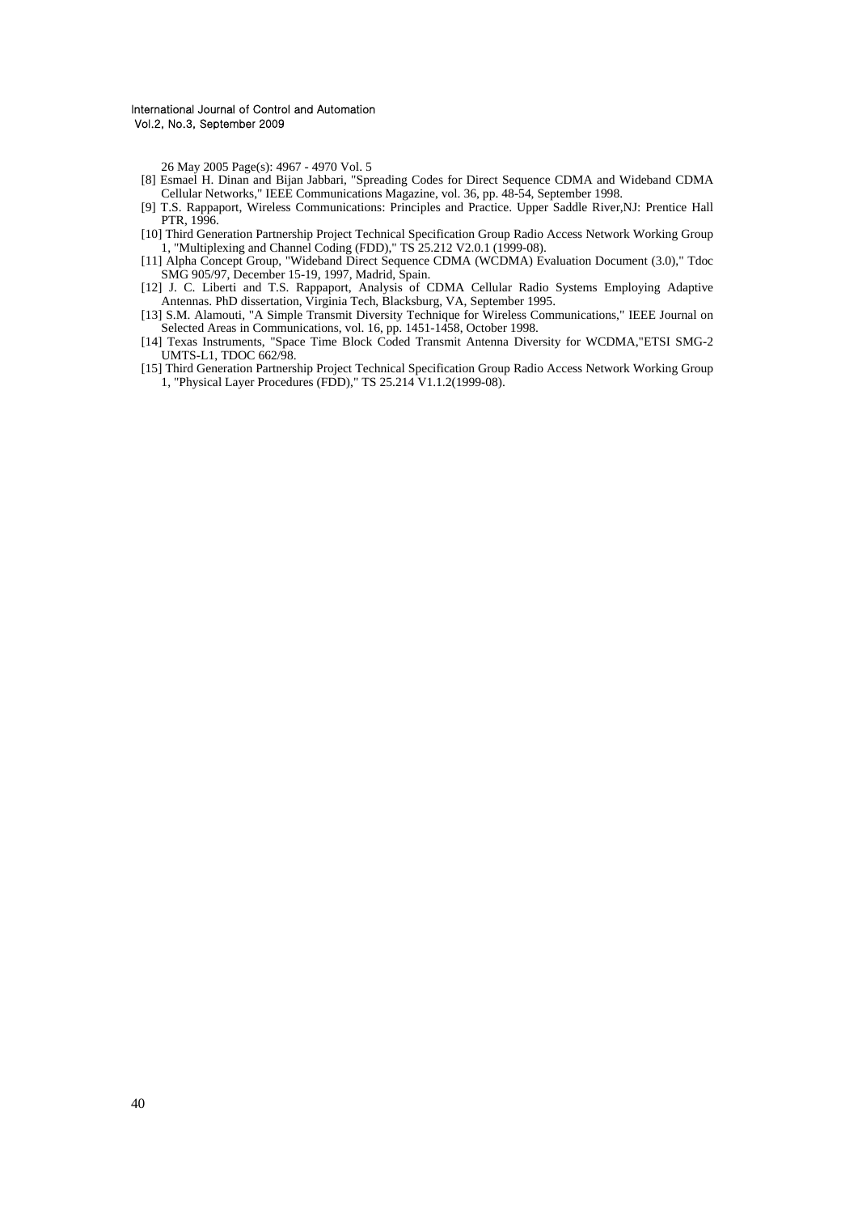26 May 2005 Page(s): 4967 - 4970 Vol. 5

[8] Esmael H. Dinan and Bijan Jabbari, "Spreading Codes for Direct Sequence CDMA and Wideband CDMA Cellular Networks," IEEE Communications Magazine, vol. 36, pp. 48-54, September 1998.

[9] T.S. Rappaport, Wireless Communications: Principles and Practice. Upper Saddle River,NJ: Prentice Hall PTR, 1996.

[10] Third Generation Partnership Project Technical Specification Group Radio Access Network Working Group 1, "Multiplexing and Channel Coding (FDD)," TS 25.212 V2.0.1 (1999-08).

[11] Alpha Concept Group, "Wideband Direct Sequence CDMA (WCDMA) Evaluation Document (3.0)," Tdoc SMG 905/97, December 15-19, 1997, Madrid, Spain.

[12] J. C. Liberti and T.S. Rappaport, Analysis of CDMA Cellular Radio Systems Employing Adaptive Antennas. PhD dissertation, Virginia Tech, Blacksburg, VA, September 1995.

[13] S.M. Alamouti, "A Simple Transmit Diversity Technique for Wireless Communications," IEEE Journal on Selected Areas in Communications, vol. 16, pp. 1451-1458, October 1998.

[14] Texas Instruments, "Space Time Block Coded Transmit Antenna Diversity for WCDMA,"ETSI SMG-2 UMTS-L1, TDOC 662/98.

[15] Third Generation Partnership Project Technical Specification Group Radio Access Network Working Group 1, "Physical Layer Procedures (FDD)," TS 25.214 V1.1.2(1999-08).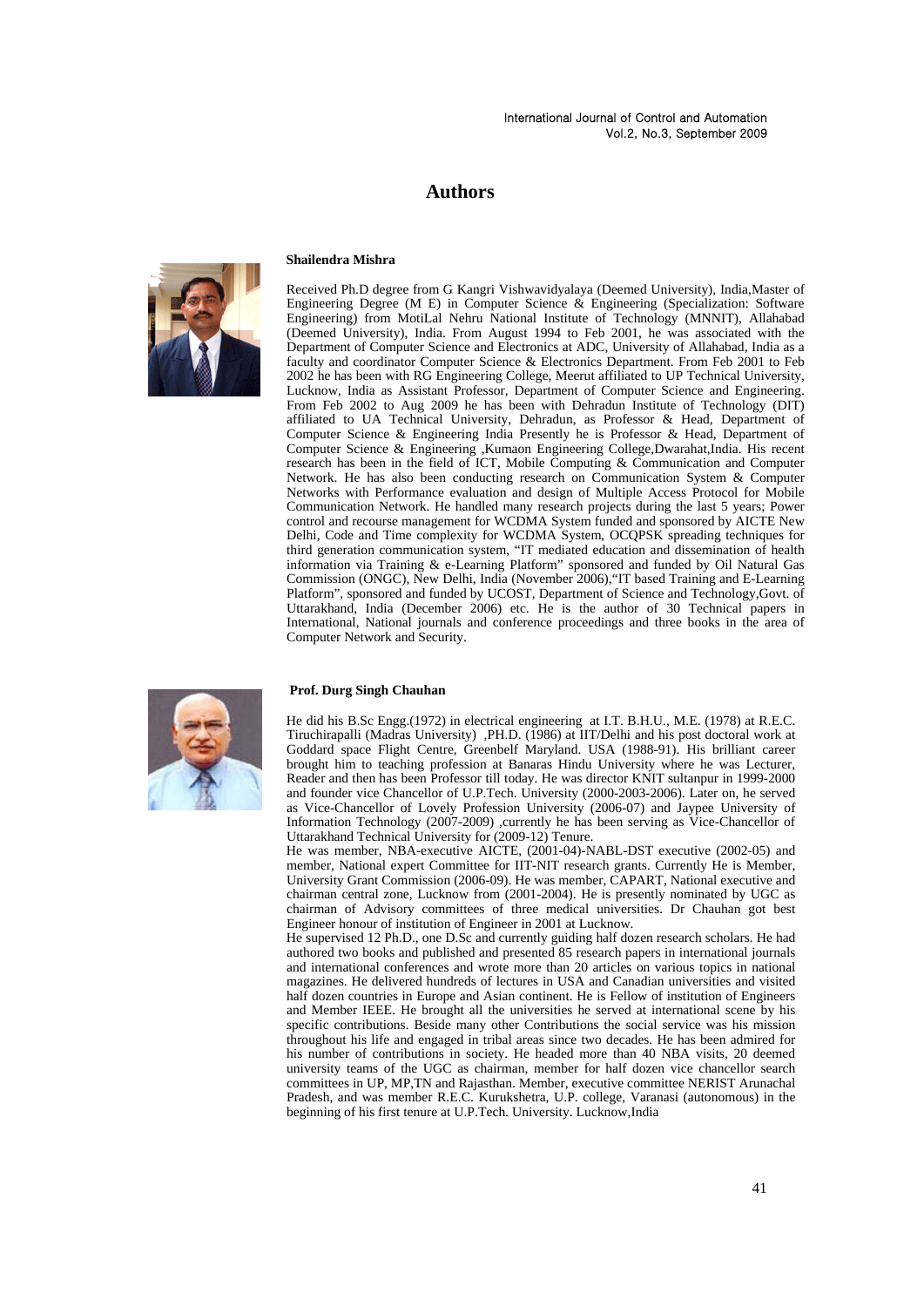# Authors

**Shailendra Mishra**

Received Ph.D degree from G Kangri Vishwavidyalaya (Deemed University), India,Master of Engineering Degree (M E) in Computer Science & Engineering (Specialization: Software Engineering) from MotiLal Nehru National Institute of Technology (MNNIT), Allahabad (Deemed University), India. From August 1994 to Feb 2001, he was associated with the Department of Computer Science and Electronics at ADC, University of Allahabad, India as a faculty and coordinator Computer Science & Electronics Department. From Feb 2001 to Feb 2002 he has been with RG Engineering College, Meerut affiliated to UP Technical University, Lucknow, India as Assistant Professor, Department of Computer Science and Engineering. From Feb 2002 to Aug 2009 he has been with Dehradun Institute of Technology (DIT) affiliated to UA Technical University, Dehradun, as Professor & Head, Department of Computer Science & Engineering India Presently he is Professor & Head, Department of Computer Science & Engineering ,Kumaon Engineering College,Dwarahat,India. His recent research has been in the field of ICT, Mobile Computing & Communication and Computer Network. He has also been conducting research on Communication System & Computer Networks with Performance evaluation and design of Multiple Access Protocol for Mobile Communication Network. He handled many research projects during the last 5 years; Power control and recourse management for WCDMA System funded and sponsored by AICTE New Delhi, Code and Time complexity for WCDMA System, OCQPSK spreading techniques for third generation communication system, "IT mediated education and dissemination of health information via Training & e-Learning Platform" sponsored and funded by Oil Natural Gas Commission (ONGC), New Delhi, India (November 2006),"IT based Training and E-Learning Platform", sponsored and funded by UCOST, Department of Science and Technology,Govt. of Uttarakhand, India (December 2006) etc. He is the author of 30 Technical papers in International, National journals and conference proceedings and three books in the area of Computer Network and Security.

**Prof. Durg Singh Chauhan**

He did his B.Sc Engg.(1972) in electrical engineering at I.T. B.H.U., M.E. (1978) at R.E.C. Tiruchirapalli (Madras University) ,PH.D. (1986) at IIT/Delhi and his post doctoral work at Goddard space Flight Centre, Greenbelf Maryland. USA (1988-91). His brilliant career brought him to teaching profession at Banaras Hindu University where he was Lecturer, Reader and then has been Professor till today. He was director KNIT sultanpur in 1999-2000 and founder vice Chancellor of U.P.Tech. University (2000-2003-2006). Later on, he served as Vice-Chancellor of Lovely Profession University (2006-07) and Jaypee University of Information Technology (2007-2009) ,currently he has been serving as Vice-Chancellor of Uttarakhand Technical University for (2009-12) Tenure.

He was member, NBA-executive AICTE, (2001-04)-NABL-DST executive (2002-05) and member, National expert Committee for IIT-NIT research grants. Currently He is Member, University Grant Commission (2006-09). He was member, CAPART, National executive and chairman central zone, Lucknow from (2001-2004). He is presently nominated by UGC as chairman of Advisory committees of three medical universities. Dr Chauhan got best Engineer honour of institution of Engineer in 2001 at Lucknow.

He supervised 12 Ph.D., one D.Sc and currently guiding half dozen research scholars. He had authored two books and published and presented 85 research papers in international journals and international conferences and wrote more than 20 articles on various topics in national magazines. He delivered hundreds of lectures in USA and Canadian universities and visited half dozen countries in Europe and Asian continent. He is Fellow of institution of Engineers and Member IEEE. He brought all the universities he served at international scene by his specific contributions. Beside many other Contributions the social service was his mission throughout his life and engaged in tribal areas since two decades. He has been admired for his number of contributions in society. He headed more than 40 NBA visits, 20 deemed university teams of the UGC as chairman, member for half dozen vice chancellor search committees in UP, MP,TN and Rajasthan. Member, executive committee NERIST Arunachal Pradesh, and was member R.E.C. Kurukshetra, U.P. college, Varanasi (autonomous) in the beginning of his first tenure at U.P.Tech. University. Lucknow,India